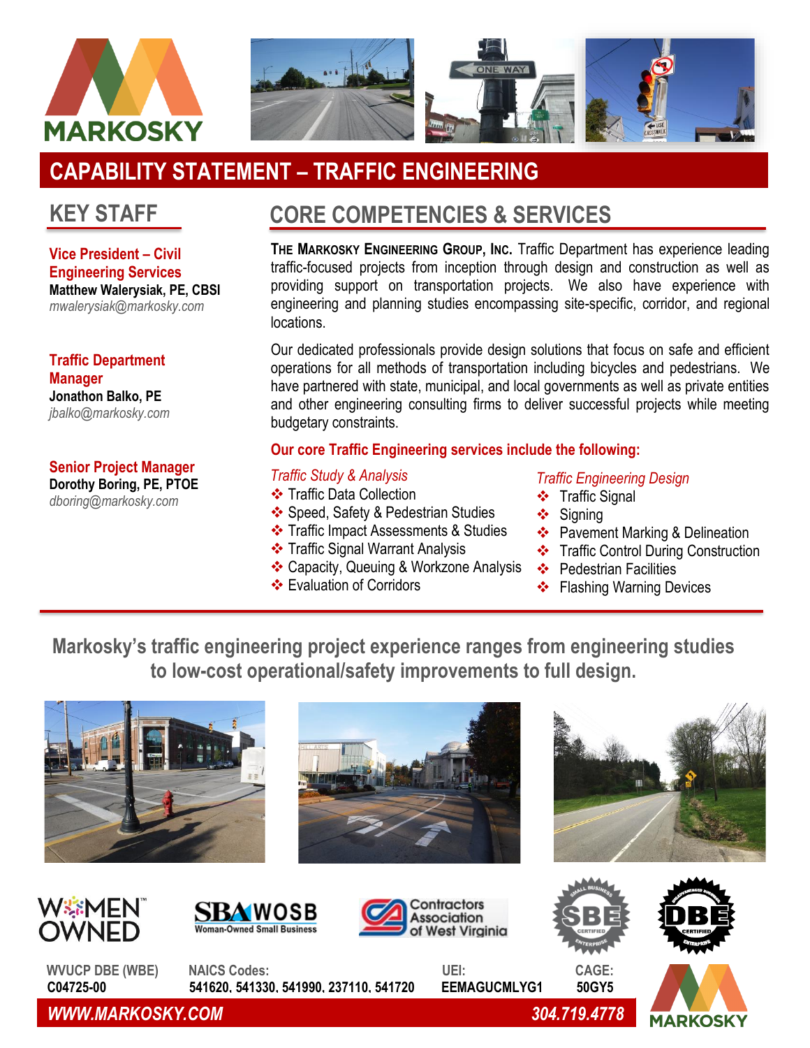# CAPABILITY STATEMENT – TRAFFIC ENGINEERING

## KEY STAFF

**Vice President – Civil Engineering Services**
**Matthew Walerysiak, PE, CBSI**
*mwalerysiak@markosky.com*

**Traffic Department Manager**
**Jonathon Balko, PE**
*jbalko@markosky.com*

**Senior Project Manager**
**Dorothy Boring, PE, PTOE**
*dboring@markosky.com*

## CORE COMPETENCIES & SERVICES

**The Markosky Engineering Group, Inc.** Traffic Department has experience leading traffic-focused projects from inception through design and construction as well as providing support on transportation projects. We also have experience with engineering and planning studies encompassing site-specific, corridor, and regional locations.

Our dedicated professionals provide design solutions that focus on safe and efficient operations for all methods of transportation including bicycles and pedestrians. We have partnered with state, municipal, and local governments as well as private entities and other engineering consulting firms to deliver successful projects while meeting budgetary constraints.

**Our core Traffic Engineering services include the following:**

*Traffic Study & Analysis*

- Traffic Data Collection
- Speed, Safety & Pedestrian Studies
- Traffic Impact Assessments & Studies
- Traffic Signal Warrant Analysis
- Capacity, Queuing & Workzone Analysis
- Evaluation of Corridors

*Traffic Engineering Design*

- Traffic Signal
- Signing
- Pavement Marking & Delineation
- Traffic Control During Construction
- Pedestrian Facilities
- Flashing Warning Devices

**Markosky's traffic engineering project experience ranges from engineering studies to low-cost operational/safety improvements to full design.**

WOMEN OWNED

SBA WOSB Woman-Owned Small Business

Contractors Association of West Virginia

SBE Certified

DBE Certified

**WVUCP DBE (WBE)**
**C04725-00**

**NAICS Codes:**
**541620, 541330, 541990, 237110, 541720**

**UEI:**
**EEMAGUCMLYG1**

**CAGE:**
**50GY5**

***WWW.MARKOSKY.COM***

***304.719.4778***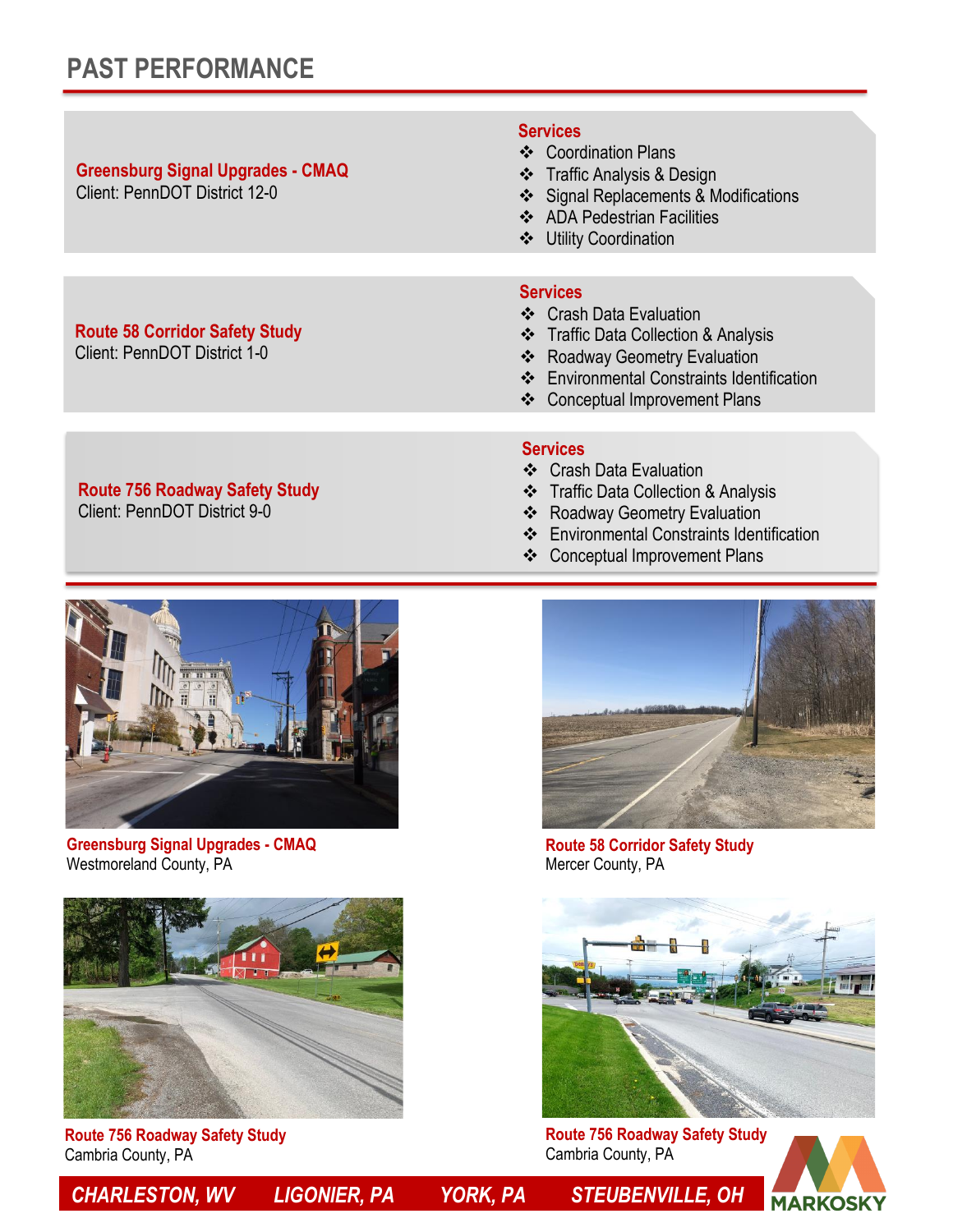## PAST PERFORMANCE

**Greensburg Signal Upgrades - CMAQ**
Client: PennDOT District 12-0

**Services**
- Coordination Plans
- Traffic Analysis & Design
- Signal Replacements & Modifications
- ADA Pedestrian Facilities
- Utility Coordination

**Route 58 Corridor Safety Study**
Client: PennDOT District 1-0

**Services**
- Crash Data Evaluation
- Traffic Data Collection & Analysis
- Roadway Geometry Evaluation
- Environmental Constraints Identification
- Conceptual Improvement Plans

**Route 756 Roadway Safety Study**
Client: PennDOT District 9-0

**Services**
- Crash Data Evaluation
- Traffic Data Collection & Analysis
- Roadway Geometry Evaluation
- Environmental Constraints Identification
- Conceptual Improvement Plans

**Greensburg Signal Upgrades - CMAQ**
Westmoreland County, PA

**Route 58 Corridor Safety Study**
Mercer County, PA

**Route 756 Roadway Safety Study**
Cambria County, PA

**Route 756 Roadway Safety Study**
Cambria County, PA

*CHARLESTON, WV   LIGONIER, PA   YORK, PA   STEUBENVILLE, OH*

MARKOSKY